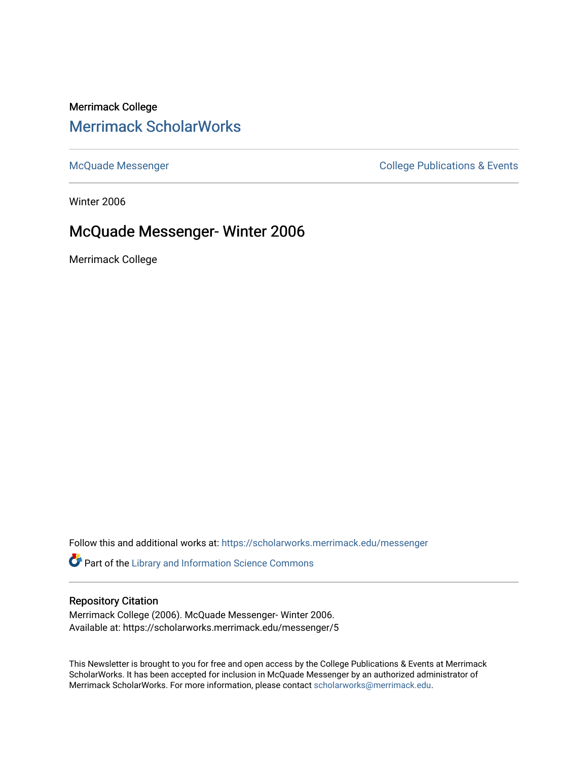Merrimack College

## Merrimack ScholarWorks

McQuade Messenger | College Publications & Events

Winter 2006

# McQuade Messenger- Winter 2006

Merrimack College

Follow this and additional works at: https://scholarworks.merrimack.edu/messenger

Part of the Library and Information Science Commons

### Repository Citation

Merrimack College (2006). McQuade Messenger- Winter 2006.
Available at: https://scholarworks.merrimack.edu/messenger/5

This Newsletter is brought to you for free and open access by the College Publications & Events at Merrimack ScholarWorks. It has been accepted for inclusion in McQuade Messenger by an authorized administrator of Merrimack ScholarWorks. For more information, please contact scholarworks@merrimack.edu.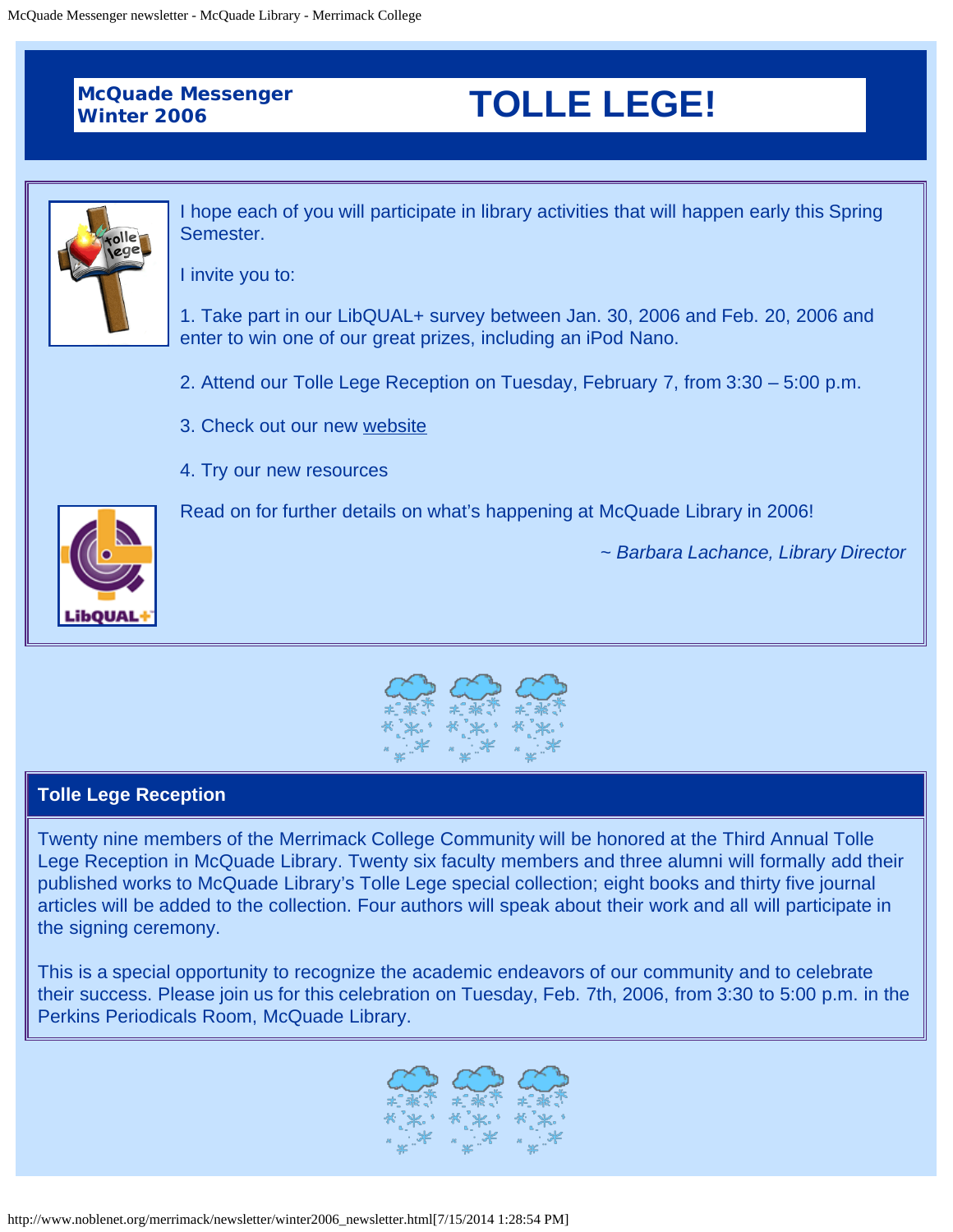**McQuade Messenger**
**Winter 2006**

# TOLLE LEGE!

I hope each of you will participate in library activities that will happen early this Spring Semester.

I invite you to:

1. Take part in our LibQUAL+ survey between Jan. 30, 2006 and Feb. 20, 2006 and enter to win one of our great prizes, including an iPod Nano.

2. Attend our Tolle Lege Reception on Tuesday, February 7, from 3:30 – 5:00 p.m.

3. Check out our new website

4. Try our new resources

Read on for further details on what's happening at McQuade Library in 2006!

*~ Barbara Lachance, Library Director*

## Tolle Lege Reception

Twenty nine members of the Merrimack College Community will be honored at the Third Annual Tolle Lege Reception in McQuade Library. Twenty six faculty members and three alumni will formally add their published works to McQuade Library's Tolle Lege special collection; eight books and thirty five journal articles will be added to the collection. Four authors will speak about their work and all will participate in the signing ceremony.

This is a special opportunity to recognize the academic endeavors of our community and to celebrate their success. Please join us for this celebration on Tuesday, Feb. 7th, 2006, from 3:30 to 5:00 p.m. in the Perkins Periodicals Room, McQuade Library.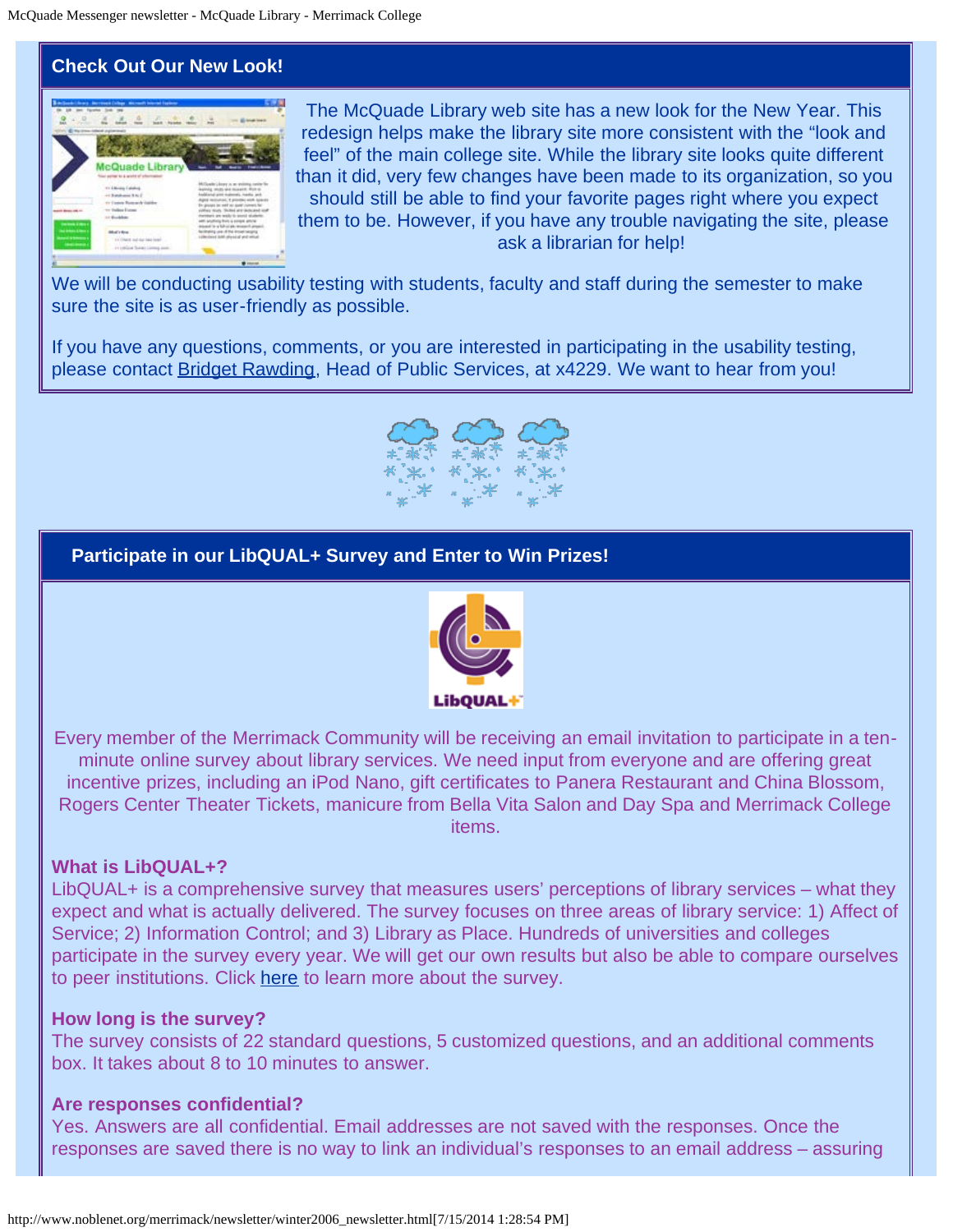## Check Out Our New Look!

The McQuade Library web site has a new look for the New Year. This redesign helps make the library site more consistent with the "look and feel" of the main college site. While the library site looks quite different than it did, very few changes have been made to its organization, so you should still be able to find your favorite pages right where you expect them to be. However, if you have any trouble navigating the site, please ask a librarian for help!

We will be conducting usability testing with students, faculty and staff during the semester to make sure the site is as user-friendly as possible.

If you have any questions, comments, or you are interested in participating in the usability testing, please contact Bridget Rawding, Head of Public Services, at x4229. We want to hear from you!

## Participate in our LibQUAL+ Survey and Enter to Win Prizes!

Every member of the Merrimack Community will be receiving an email invitation to participate in a ten-minute online survey about library services. We need input from everyone and are offering great incentive prizes, including an iPod Nano, gift certificates to Panera Restaurant and China Blossom, Rogers Center Theater Tickets, manicure from Bella Vita Salon and Day Spa and Merrimack College items.

### What is LibQUAL+?

LibQUAL+ is a comprehensive survey that measures users' perceptions of library services – what they expect and what is actually delivered. The survey focuses on three areas of library service: 1) Affect of Service; 2) Information Control; and 3) Library as Place. Hundreds of universities and colleges participate in the survey every year. We will get our own results but also be able to compare ourselves to peer institutions. Click here to learn more about the survey.

### How long is the survey?

The survey consists of 22 standard questions, 5 customized questions, and an additional comments box. It takes about 8 to 10 minutes to answer.

### Are responses confidential?

Yes. Answers are all confidential. Email addresses are not saved with the responses. Once the responses are saved there is no way to link an individual's responses to an email address – assuring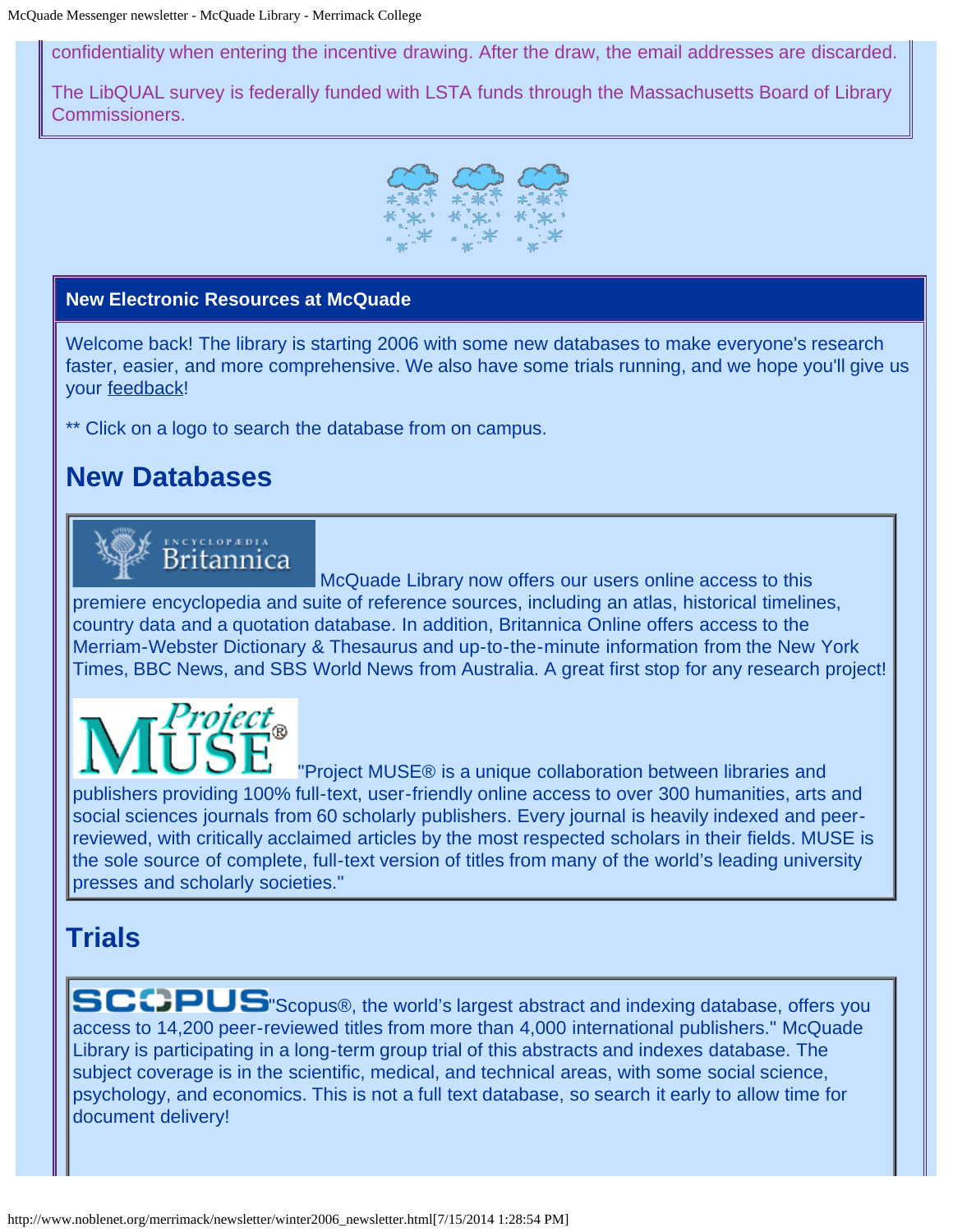confidentiality when entering the incentive drawing. After the draw, the email addresses are discarded.

The LibQUAL survey is federally funded with LSTA funds through the Massachusetts Board of Library Commissioners.

## New Electronic Resources at McQuade

Welcome back! The library is starting 2006 with some new databases to make everyone's research faster, easier, and more comprehensive. We also have some trials running, and we hope you'll give us your feedback!

** Click on a logo to search the database from on campus.

## New Databases

McQuade Library now offers our users online access to this premiere encyclopedia and suite of reference sources, including an atlas, historical timelines, country data and a quotation database. In addition, Britannica Online offers access to the Merriam-Webster Dictionary & Thesaurus and up-to-the-minute information from the New York Times, BBC News, and SBS World News from Australia. A great first stop for any research project!

"Project MUSE® is a unique collaboration between libraries and publishers providing 100% full-text, user-friendly online access to over 300 humanities, arts and social sciences journals from 60 scholarly publishers. Every journal is heavily indexed and peer-reviewed, with critically acclaimed articles by the most respected scholars in their fields. MUSE is the sole source of complete, full-text version of titles from many of the world's leading university presses and scholarly societies."

## Trials

"Scopus®, the world's largest abstract and indexing database, offers you access to 14,200 peer-reviewed titles from more than 4,000 international publishers." McQuade Library is participating in a long-term group trial of this abstracts and indexes database. The subject coverage is in the scientific, medical, and technical areas, with some social science, psychology, and economics. This is not a full text database, so search it early to allow time for document delivery!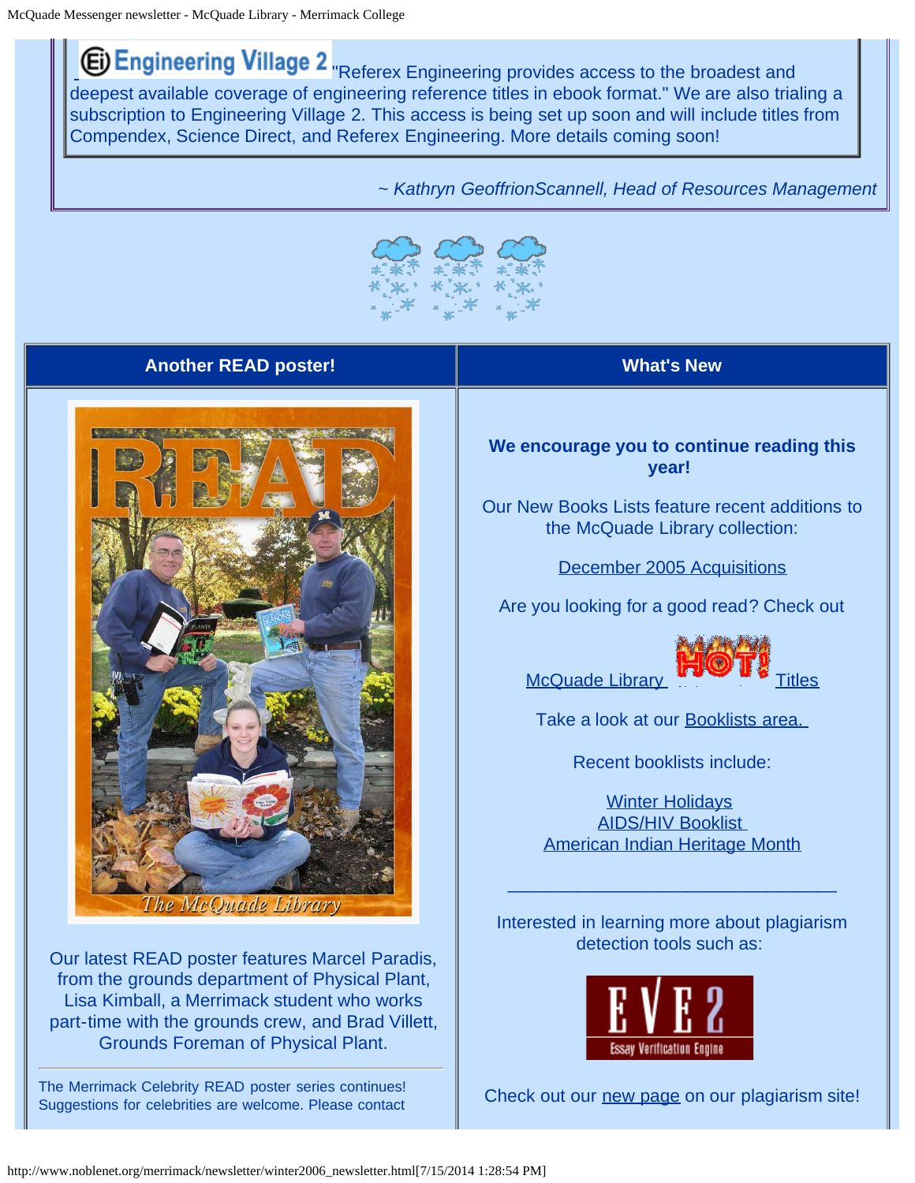Engineering Village 2 "Referex Engineering provides access to the broadest and deepest available coverage of engineering reference titles in ebook format." We are also trialing a subscription to Engineering Village 2. This access is being set up soon and will include titles from Compendex, Science Direct, and Referex Engineering. More details coming soon!

*~ Kathryn GeoffrionScannell, Head of Resources Management*

## Another READ poster!

Our latest READ poster features Marcel Paradis, from the grounds department of Physical Plant, Lisa Kimball, a Merrimack student who works part-time with the grounds crew, and Brad Villett, Grounds Foreman of Physical Plant.

The Merrimack Celebrity READ poster series continues! Suggestions for celebrities are welcome. Please contact

## What's New

**We encourage you to continue reading this year!**

Our New Books Lists feature recent additions to the McQuade Library collection:

December 2005 Acquisitions

Are you looking for a good read? Check out

McQuade Library HOT! Titles

Take a look at our Booklists area.

Recent booklists include:

Winter Holidays
AIDS/HIV Booklist
American Indian Heritage Month

---

Interested in learning more about plagiarism detection tools such as:

EVE2 Essay Verification Engine

Check out our new page on our plagiarism site!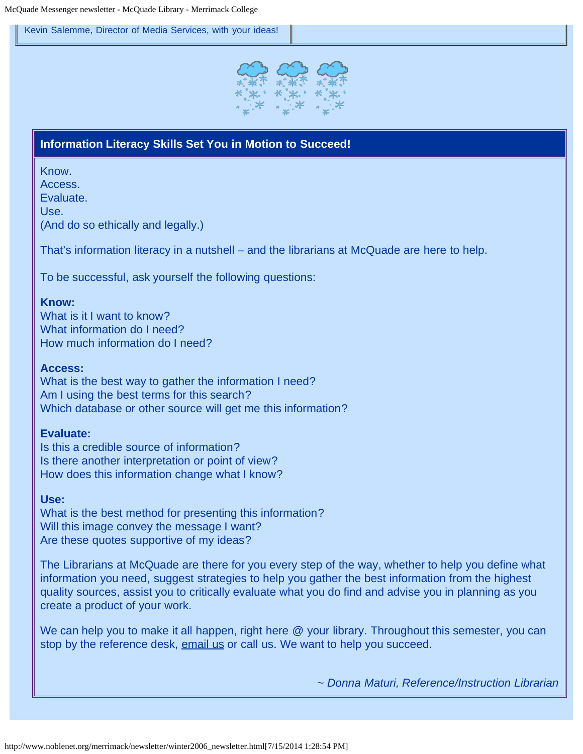Kevin Salemme, Director of Media Services, with your ideas!

## Information Literacy Skills Set You in Motion to Succeed!

Know.
Access.
Evaluate.
Use.
(And do so ethically and legally.)

That's information literacy in a nutshell – and the librarians at McQuade are here to help.

To be successful, ask yourself the following questions:

**Know:**
What is it I want to know?
What information do I need?
How much information do I need?

**Access:**
What is the best way to gather the information I need?
Am I using the best terms for this search?
Which database or other source will get me this information?

**Evaluate:**
Is this a credible source of information?
Is there another interpretation or point of view?
How does this information change what I know?

**Use:**
What is the best method for presenting this information?
Will this image convey the message I want?
Are these quotes supportive of my ideas?

The Librarians at McQuade are there for you every step of the way, whether to help you define what information you need, suggest strategies to help you gather the best information from the highest quality sources, assist you to critically evaluate what you do find and advise you in planning as you create a product of your work.

We can help you to make it all happen, right here @ your library. Throughout this semester, you can stop by the reference desk, email us or call us. We want to help you succeed.

*~ Donna Maturi, Reference/Instruction Librarian*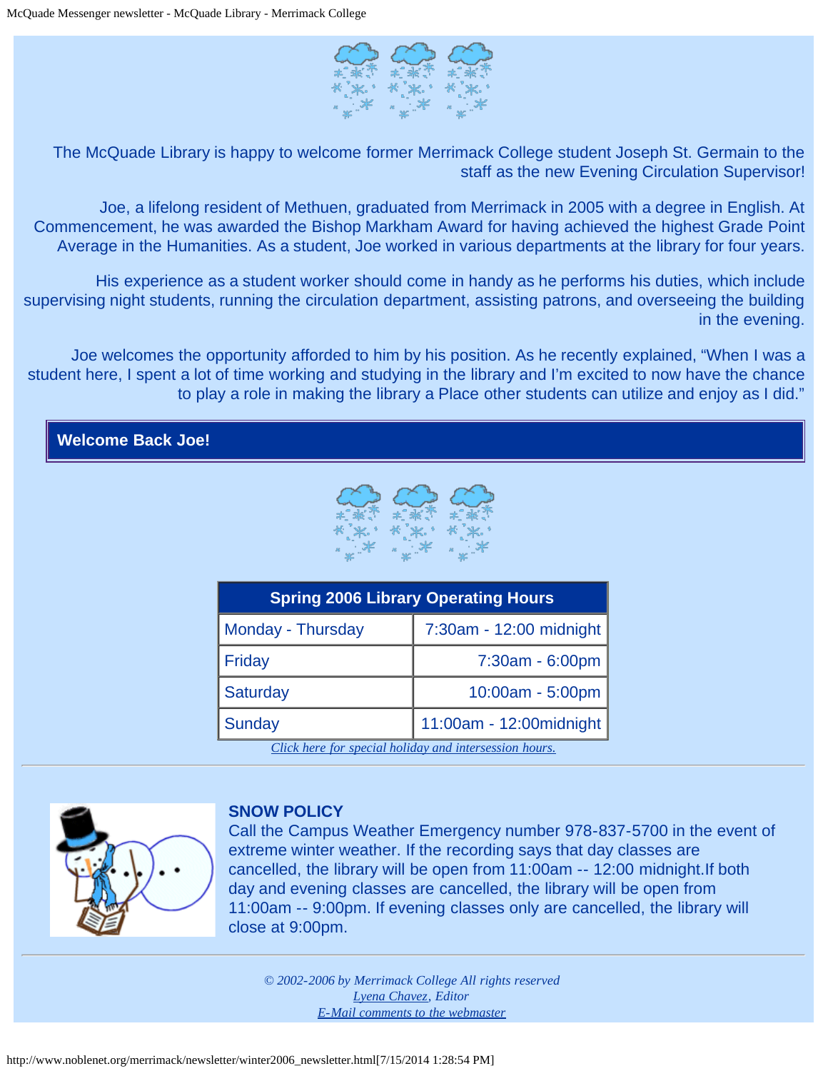The McQuade Library is happy to welcome former Merrimack College student Joseph St. Germain to the staff as the new Evening Circulation Supervisor!

Joe, a lifelong resident of Methuen, graduated from Merrimack in 2005 with a degree in English. At Commencement, he was awarded the Bishop Markham Award for having achieved the highest Grade Point Average in the Humanities. As a student, Joe worked in various departments at the library for four years.

His experience as a student worker should come in handy as he performs his duties, which include supervising night students, running the circulation department, assisting patrons, and overseeing the building in the evening.

Joe welcomes the opportunity afforded to him by his position. As he recently explained, “When I was a student here, I spent a lot of time working and studying in the library and I’m excited to now have the chance to play a role in making the library a Place other students can utilize and enjoy as I did.”

## Welcome Back Joe!

| Spring 2006 Library Operating Hours | |
|---|---|
| Monday - Thursday | 7:30am - 12:00 midnight |
| Friday | 7:30am - 6:00pm |
| Saturday | 10:00am - 5:00pm |
| Sunday | 11:00am - 12:00midnight |

*Click here for special holiday and intersession hours.*

---

**SNOW POLICY**

Call the Campus Weather Emergency number 978-837-5700 in the event of extreme winter weather. If the recording says that day classes are cancelled, the library will be open from 11:00am -- 12:00 midnight.If both day and evening classes are cancelled, the library will be open from 11:00am -- 9:00pm. If evening classes only are cancelled, the library will close at 9:00pm.

---

*© 2002-2006 by Merrimack College All rights reserved*
*Lyena Chavez, Editor*
*E-Mail comments to the webmaster*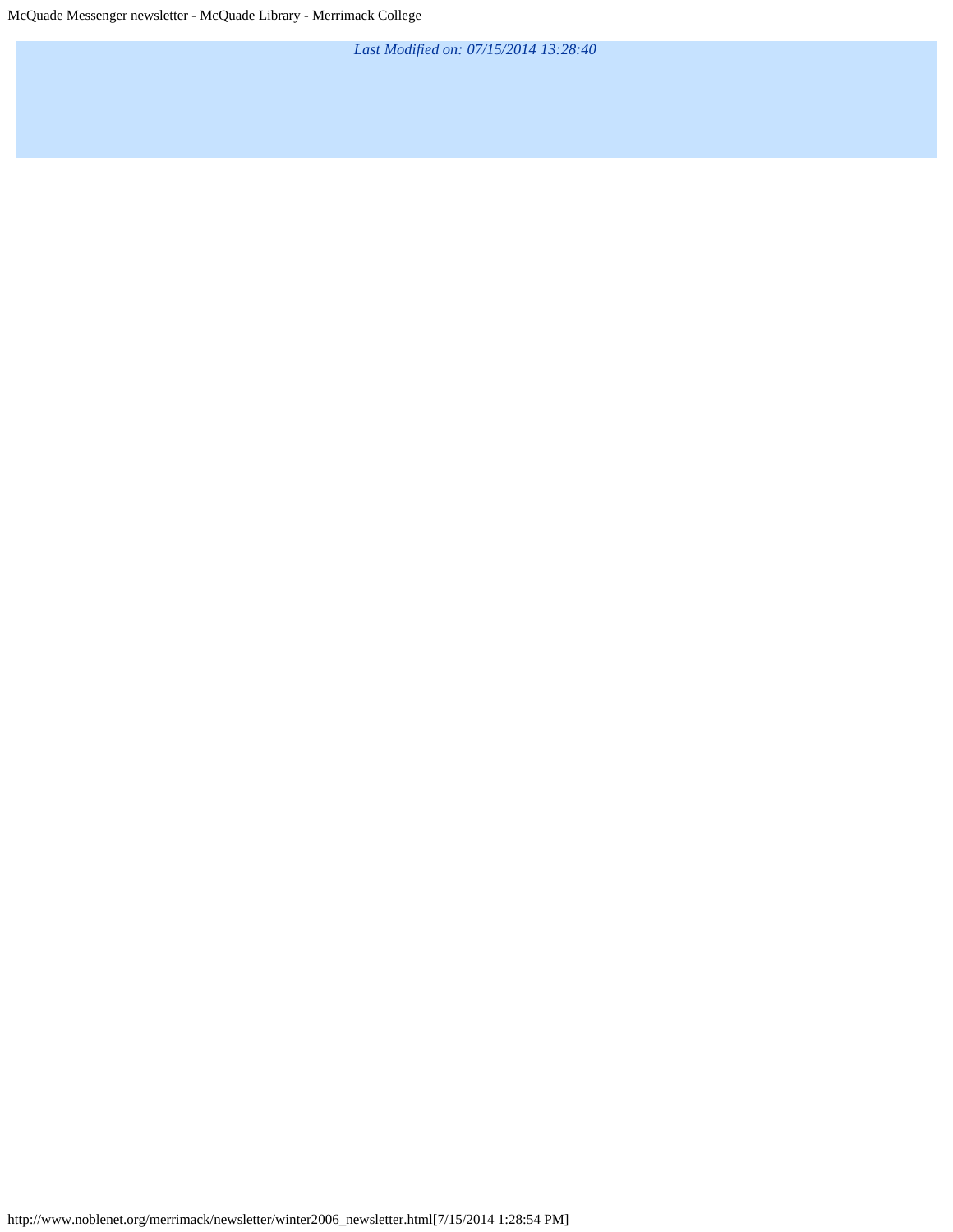*Last Modified on: 07/15/2014 13:28:40*